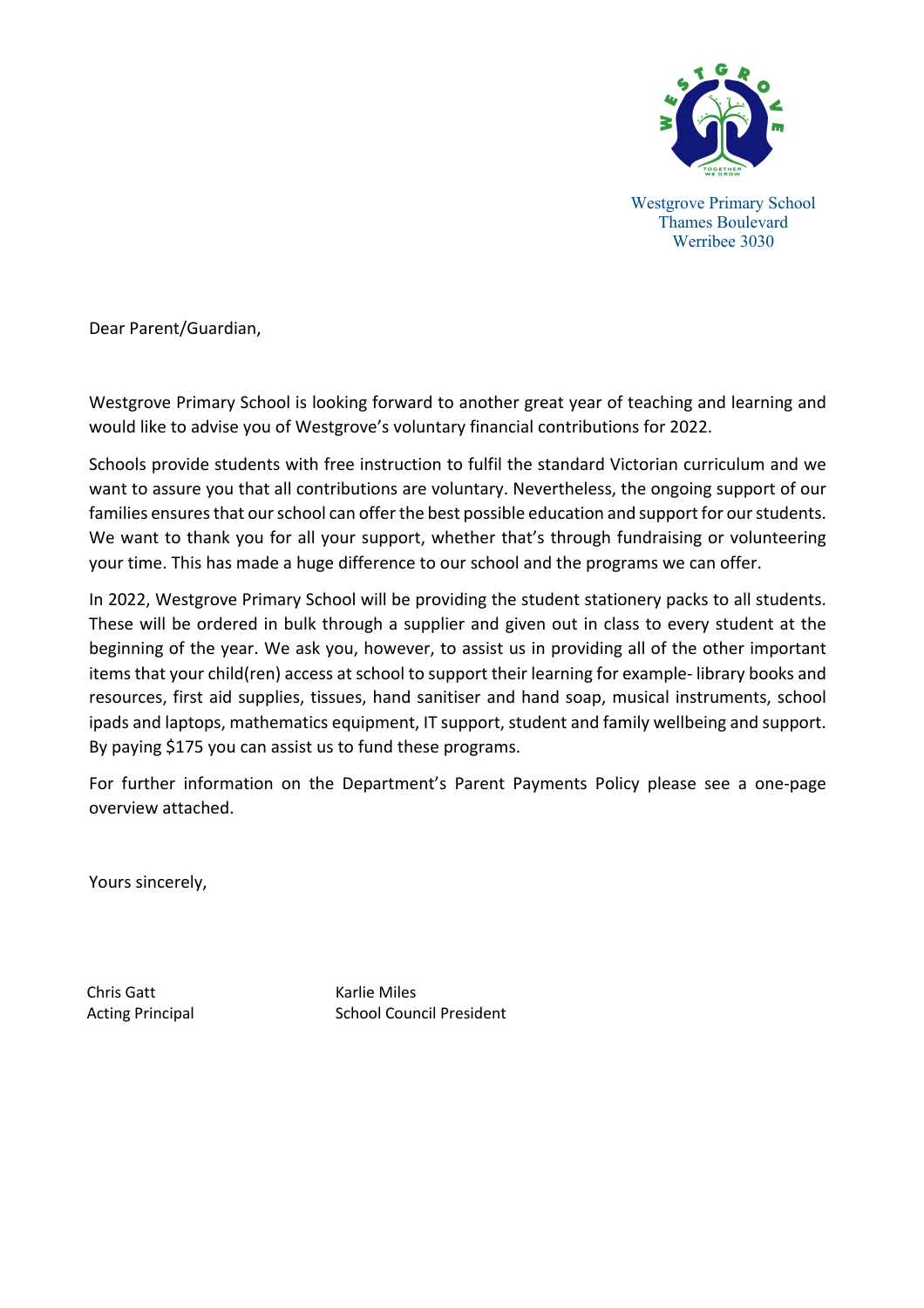Westgrove Primary School
Thames Boulevard
Werribee 3030

Dear Parent/Guardian,

Westgrove Primary School is looking forward to another great year of teaching and learning and would like to advise you of Westgrove's voluntary financial contributions for 2022.

Schools provide students with free instruction to fulfil the standard Victorian curriculum and we want to assure you that all contributions are voluntary. Nevertheless, the ongoing support of our families ensures that our school can offer the best possible education and support for our students. We want to thank you for all your support, whether that's through fundraising or volunteering your time. This has made a huge difference to our school and the programs we can offer.

In 2022, Westgrove Primary School will be providing the student stationery packs to all students. These will be ordered in bulk through a supplier and given out in class to every student at the beginning of the year. We ask you, however, to assist us in providing all of the other important items that your child(ren) access at school to support their learning for example- library books and resources, first aid supplies, tissues, hand sanitiser and hand soap, musical instruments, school ipads and laptops, mathematics equipment, IT support, student and family wellbeing and support. By paying $175 you can assist us to fund these programs.

For further information on the Department's Parent Payments Policy please see a one-page overview attached.

Yours sincerely,

Chris Gatt
Acting Principal

Karlie Miles
School Council President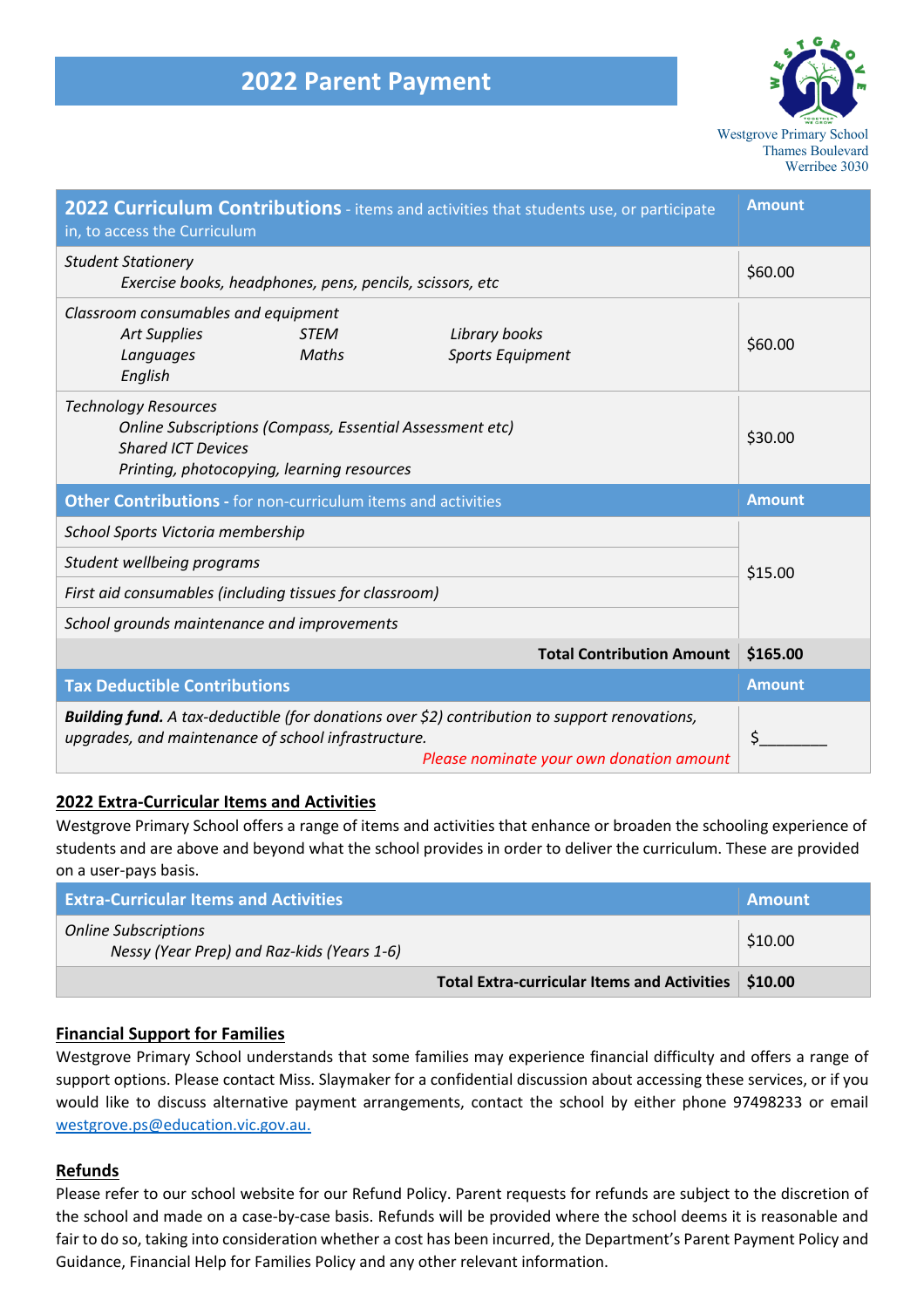# 2022 Parent Payment

Westgrove Primary School
Thames Boulevard
Werribee 3030

| **2022 Curriculum Contributions** - items and activities that students use, or participate in, to access the Curriculum | **Amount** |
|---|---|
| *Student Stationery*<br>*Exercise books, headphones, pens, pencils, scissors, etc* | $60.00 |
| *Classroom consumables and equipment*<br>*Art Supplies* *STEM* *Library books*<br>*Languages* *Maths* *Sports Equipment*<br>*English* | $60.00 |
| *Technology Resources*<br>*Online Subscriptions (Compass, Essential Assessment etc)*<br>*Shared ICT Devices*<br>*Printing, photocopying, learning resources* | $30.00 |
| **Other Contributions** - for non-curriculum items and activities | **Amount** |
| *School Sports Victoria membership* | $15.00 |
| *Student wellbeing programs* | |
| *First aid consumables (including tissues for classroom)* | |
| *School grounds maintenance and improvements* | |
| **Total Contribution Amount** | **$165.00** |
| **Tax Deductible Contributions** | **Amount** |
| ***Building fund.*** *A tax-deductible (for donations over $2) contribution to support renovations, upgrades, and maintenance of school infrastructure.*<br>*Please nominate your own donation amount* | $________ |

## 2022 Extra-Curricular Items and Activities

Westgrove Primary School offers a range of items and activities that enhance or broaden the schooling experience of students and are above and beyond what the school provides in order to deliver the curriculum. These are provided on a user-pays basis.

| **Extra-Curricular Items and Activities** | **Amount** |
|---|---|
| *Online Subscriptions*<br>*Nessy (Year Prep) and Raz-kids (Years 1-6)* | $10.00 |
| **Total Extra-curricular Items and Activities** | **$10.00** |

## Financial Support for Families

Westgrove Primary School understands that some families may experience financial difficulty and offers a range of support options. Please contact Miss. Slaymaker for a confidential discussion about accessing these services, or if you would like to discuss alternative payment arrangements, contact the school by either phone 97498233 or email westgrove.ps@education.vic.gov.au.

## Refunds

Please refer to our school website for our Refund Policy. Parent requests for refunds are subject to the discretion of the school and made on a case-by-case basis. Refunds will be provided where the school deems it is reasonable and fair to do so, taking into consideration whether a cost has been incurred, the Department's Parent Payment Policy and Guidance, Financial Help for Families Policy and any other relevant information.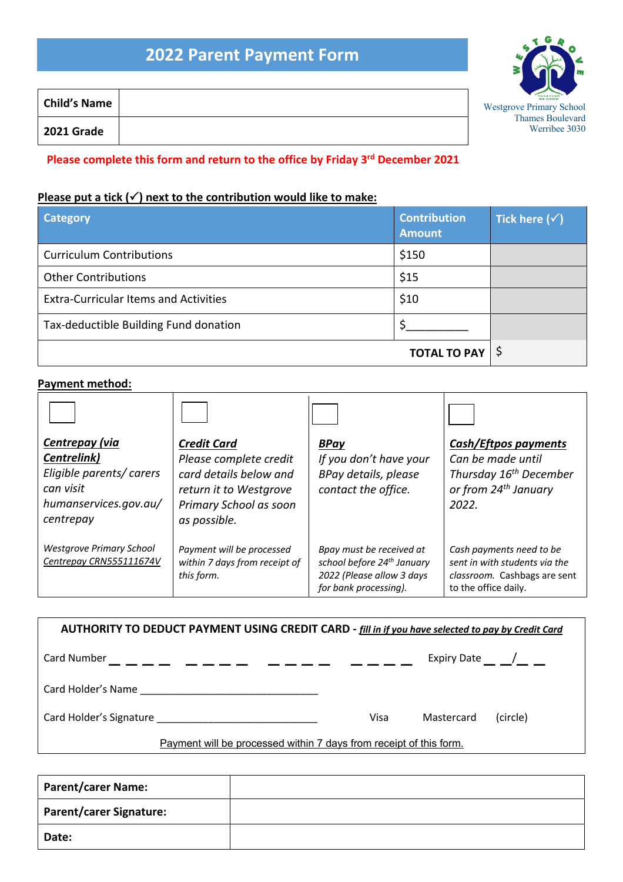# 2022 Parent Payment Form

| | |
|---|---|
| **Child's Name** | |
| **2021 Grade** | |

Westgrove Primary School
Thames Boulevard
Werribee 3030

**Please complete this form and return to the office by Friday 3rd December 2021**

**Please put a tick (✓) next to the contribution would like to make:**

| Category | Contribution Amount | Tick here (✓) |
|---|---|---|
| Curriculum Contributions | $150 | |
| Other Contributions | $15 | |
| Extra-Curricular Items and Activities | $10 | |
| Tax-deductible Building Fund donation | $__________ | |
| | **TOTAL TO PAY** | $ |

**Payment method:**

| ☐ | ☐ | ☐ | ☐ |
|---|---|---|---|
| ***Centrepay (via Centrelink)*** *Eligible parents/ carers can visit humanservices.gov.au/ centrepay* | ***Credit Card*** *Please complete credit card details below and return it to Westgrove Primary School as soon as possible.* | ***BPay*** *If you don't have your BPay details, please contact the office.* | ***Cash/Eftpos payments*** *Can be made until Thursday 16th December or from 24th January 2022.* |
| *Westgrove Primary School Centrepay CRN555111674V* | *Payment will be processed within 7 days from receipt of this form.* | *Bpay must be received at school before 24th January 2022 (Please allow 3 days for bank processing).* | Cash payments need to be sent in with students via the classroom. Cashbags are sent to the office daily. |

**AUTHORITY TO DEDUCT PAYMENT USING CREDIT CARD - *fill in if you have selected to pay by Credit Card***

Card Number _ _ _ _  _ _ _ _  _ _ _ _  _ _ _ _     Expiry Date _ _/_ _

Card Holder's Name ________________________________

Card Holder's Signature ____________________________     Visa     Mastercard     (circle)

Payment will be processed within 7 days from receipt of this form.

| | |
|---|---|
| **Parent/carer Name:** | |
| **Parent/carer Signature:** | |
| **Date:** | |